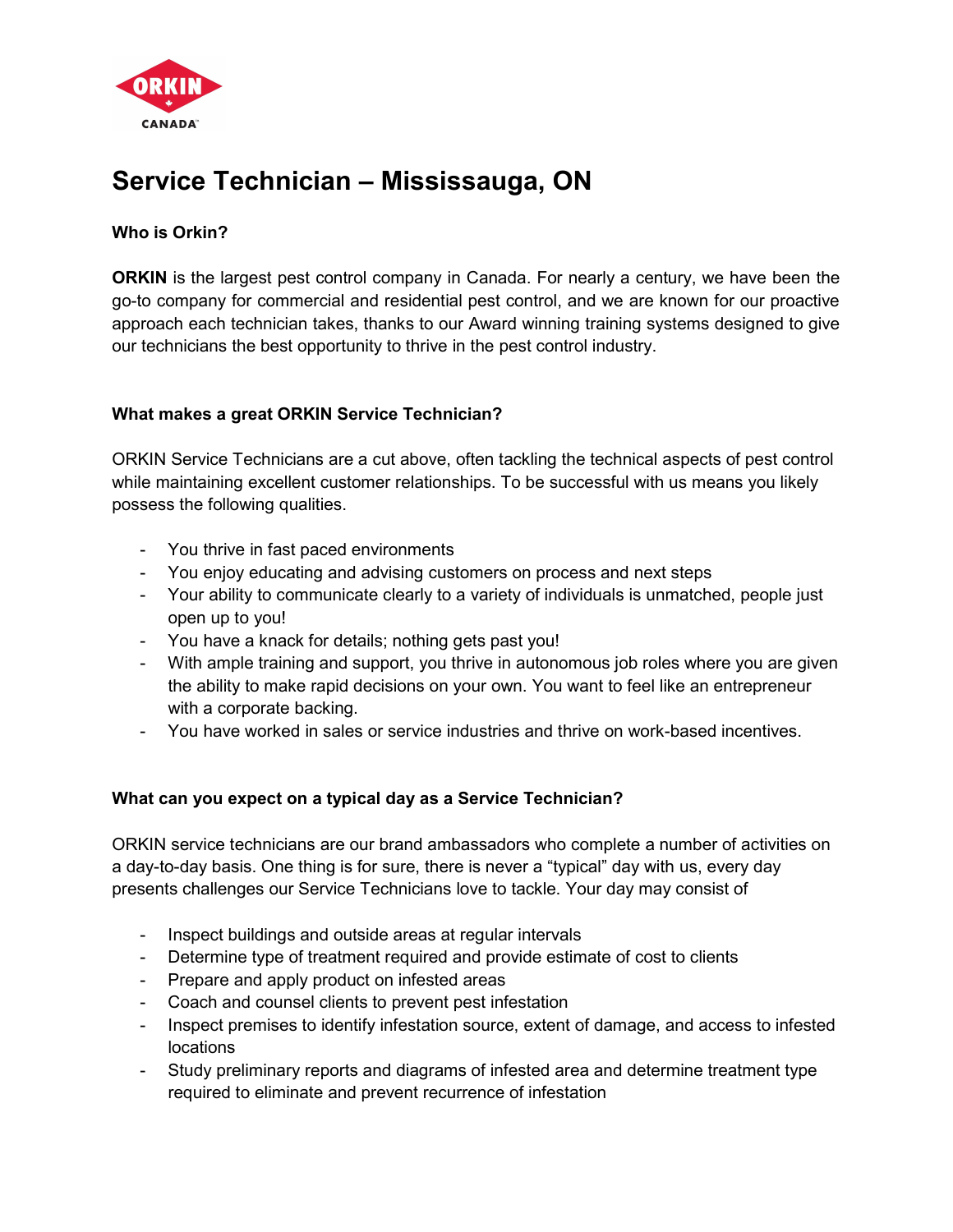# Service Technician – Mississauga, ON

**Who is Orkin?**

**ORKIN** is the largest pest control company in Canada. For nearly a century, we have been the go-to company for commercial and residential pest control, and we are known for our proactive approach each technician takes, thanks to our Award winning training systems designed to give our technicians the best opportunity to thrive in the pest control industry.

**What makes a great ORKIN Service Technician?**

ORKIN Service Technicians are a cut above, often tackling the technical aspects of pest control while maintaining excellent customer relationships. To be successful with us means you likely possess the following qualities.

- You thrive in fast paced environments
- You enjoy educating and advising customers on process and next steps
- Your ability to communicate clearly to a variety of individuals is unmatched, people just open up to you!
- You have a knack for details; nothing gets past you!
- With ample training and support, you thrive in autonomous job roles where you are given the ability to make rapid decisions on your own. You want to feel like an entrepreneur with a corporate backing.
- You have worked in sales or service industries and thrive on work-based incentives.

**What can you expect on a typical day as a Service Technician?**

ORKIN service technicians are our brand ambassadors who complete a number of activities on a day-to-day basis. One thing is for sure, there is never a "typical" day with us, every day presents challenges our Service Technicians love to tackle. Your day may consist of

- Inspect buildings and outside areas at regular intervals
- Determine type of treatment required and provide estimate of cost to clients
- Prepare and apply product on infested areas
- Coach and counsel clients to prevent pest infestation
- Inspect premises to identify infestation source, extent of damage, and access to infested locations
- Study preliminary reports and diagrams of infested area and determine treatment type required to eliminate and prevent recurrence of infestation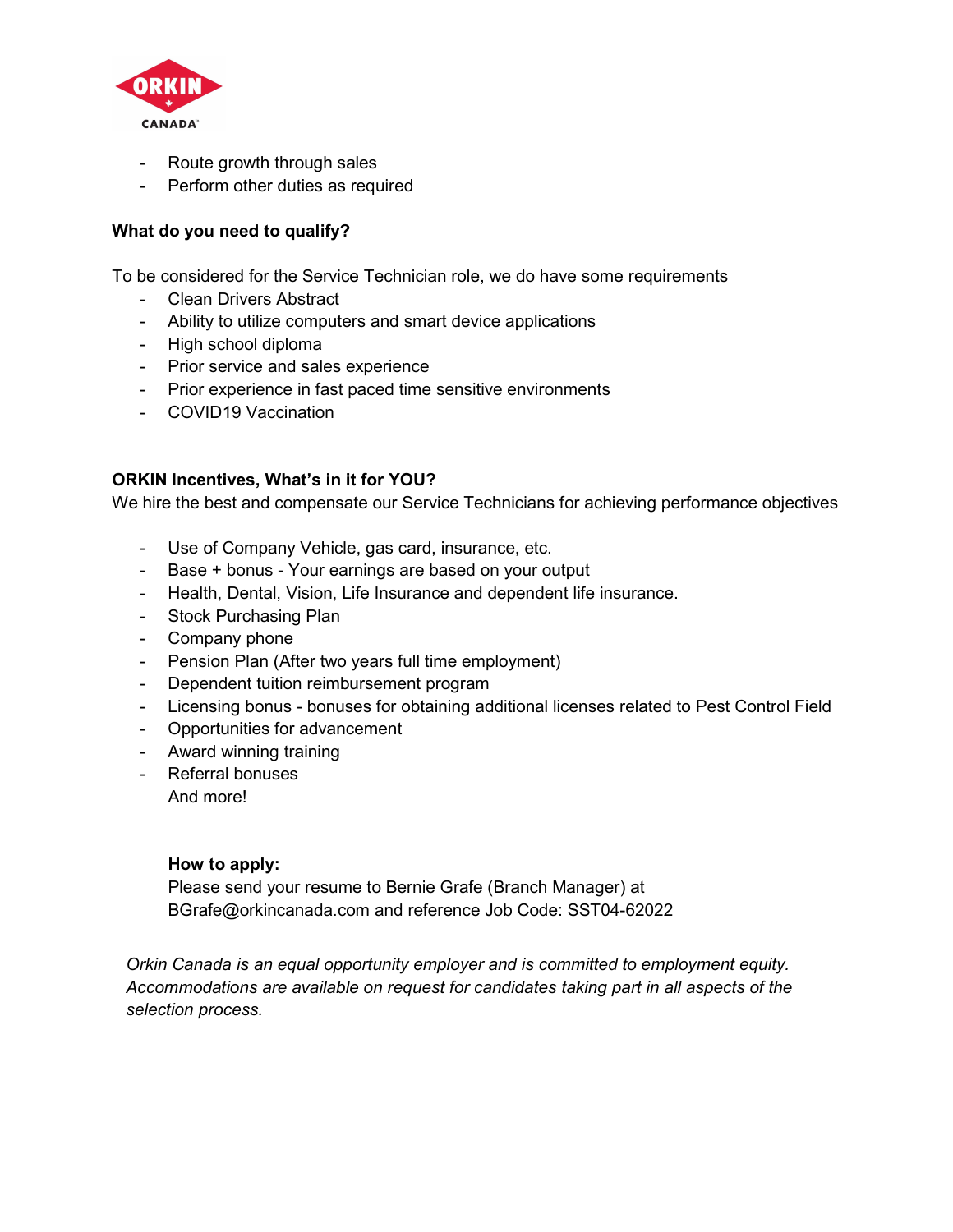- Route growth through sales
- Perform other duties as required

**What do you need to qualify?**

To be considered for the Service Technician role, we do have some requirements

- Clean Drivers Abstract
- Ability to utilize computers and smart device applications
- High school diploma
- Prior service and sales experience
- Prior experience in fast paced time sensitive environments
- COVID19 Vaccination

**ORKIN Incentives, What's in it for YOU?**

We hire the best and compensate our Service Technicians for achieving performance objectives

- Use of Company Vehicle, gas card, insurance, etc.
- Base + bonus - Your earnings are based on your output
- Health, Dental, Vision, Life Insurance and dependent life insurance.
- Stock Purchasing Plan
- Company phone
- Pension Plan (After two years full time employment)
- Dependent tuition reimbursement program
- Licensing bonus - bonuses for obtaining additional licenses related to Pest Control Field
- Opportunities for advancement
- Award winning training
- Referral bonuses

And more!

**How to apply:**

Please send your resume to Bernie Grafe (Branch Manager) at BGrafe@orkincanada.com and reference Job Code: SST04-62022

*Orkin Canada is an equal opportunity employer and is committed to employment equity. Accommodations are available on request for candidates taking part in all aspects of the selection process.*